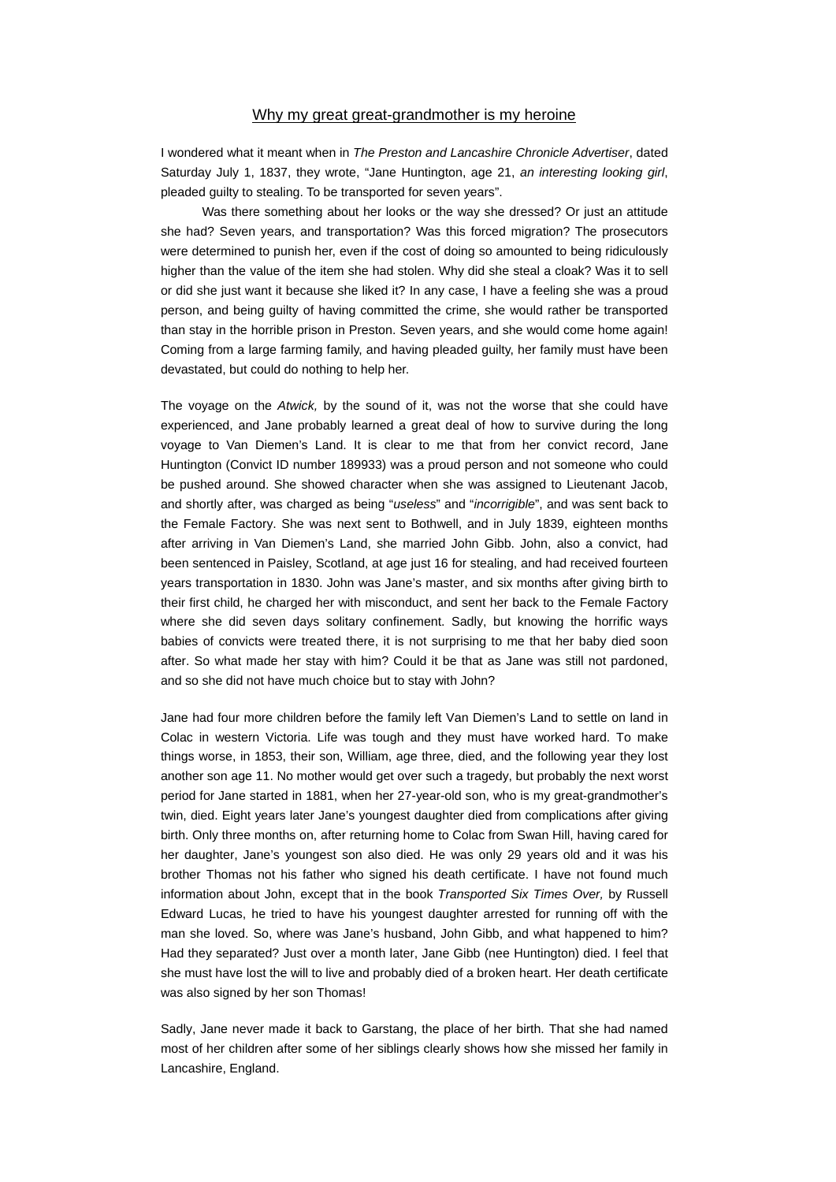# Why my great great-grandmother is my heroine

I wondered what it meant when in *The Preston and Lancashire Chronicle Advertiser*, dated Saturday July 1, 1837, they wrote, "Jane Huntington, age 21, *an interesting looking girl*, pleaded guilty to stealing. To be transported for seven years".

Was there something about her looks or the way she dressed? Or just an attitude she had? Seven years, and transportation? Was this forced migration? The prosecutors were determined to punish her, even if the cost of doing so amounted to being ridiculously higher than the value of the item she had stolen. Why did she steal a cloak? Was it to sell or did she just want it because she liked it? In any case, I have a feeling she was a proud person, and being guilty of having committed the crime, she would rather be transported than stay in the horrible prison in Preston. Seven years, and she would come home again! Coming from a large farming family, and having pleaded guilty, her family must have been devastated, but could do nothing to help her.

The voyage on the *Atwick,* by the sound of it, was not the worse that she could have experienced, and Jane probably learned a great deal of how to survive during the long voyage to Van Diemen's Land. It is clear to me that from her convict record, Jane Huntington (Convict ID number 189933) was a proud person and not someone who could be pushed around. She showed character when she was assigned to Lieutenant Jacob, and shortly after, was charged as being "*useless*" and "*incorrigible*", and was sent back to the Female Factory. She was next sent to Bothwell, and in July 1839, eighteen months after arriving in Van Diemen's Land, she married John Gibb. John, also a convict, had been sentenced in Paisley, Scotland, at age just 16 for stealing, and had received fourteen years transportation in 1830. John was Jane's master, and six months after giving birth to their first child, he charged her with misconduct, and sent her back to the Female Factory where she did seven days solitary confinement. Sadly, but knowing the horrific ways babies of convicts were treated there, it is not surprising to me that her baby died soon after. So what made her stay with him? Could it be that as Jane was still not pardoned, and so she did not have much choice but to stay with John?

Jane had four more children before the family left Van Diemen's Land to settle on land in Colac in western Victoria. Life was tough and they must have worked hard. To make things worse, in 1853, their son, William, age three, died, and the following year they lost another son age 11. No mother would get over such a tragedy, but probably the next worst period for Jane started in 1881, when her 27-year-old son, who is my great-grandmother's twin, died. Eight years later Jane's youngest daughter died from complications after giving birth. Only three months on, after returning home to Colac from Swan Hill, having cared for her daughter, Jane's youngest son also died. He was only 29 years old and it was his brother Thomas not his father who signed his death certificate. I have not found much information about John, except that in the book *Transported Six Times Over,* by Russell Edward Lucas, he tried to have his youngest daughter arrested for running off with the man she loved. So, where was Jane's husband, John Gibb, and what happened to him? Had they separated? Just over a month later, Jane Gibb (nee Huntington) died. I feel that she must have lost the will to live and probably died of a broken heart. Her death certificate was also signed by her son Thomas!

Sadly, Jane never made it back to Garstang, the place of her birth. That she had named most of her children after some of her siblings clearly shows how she missed her family in Lancashire, England.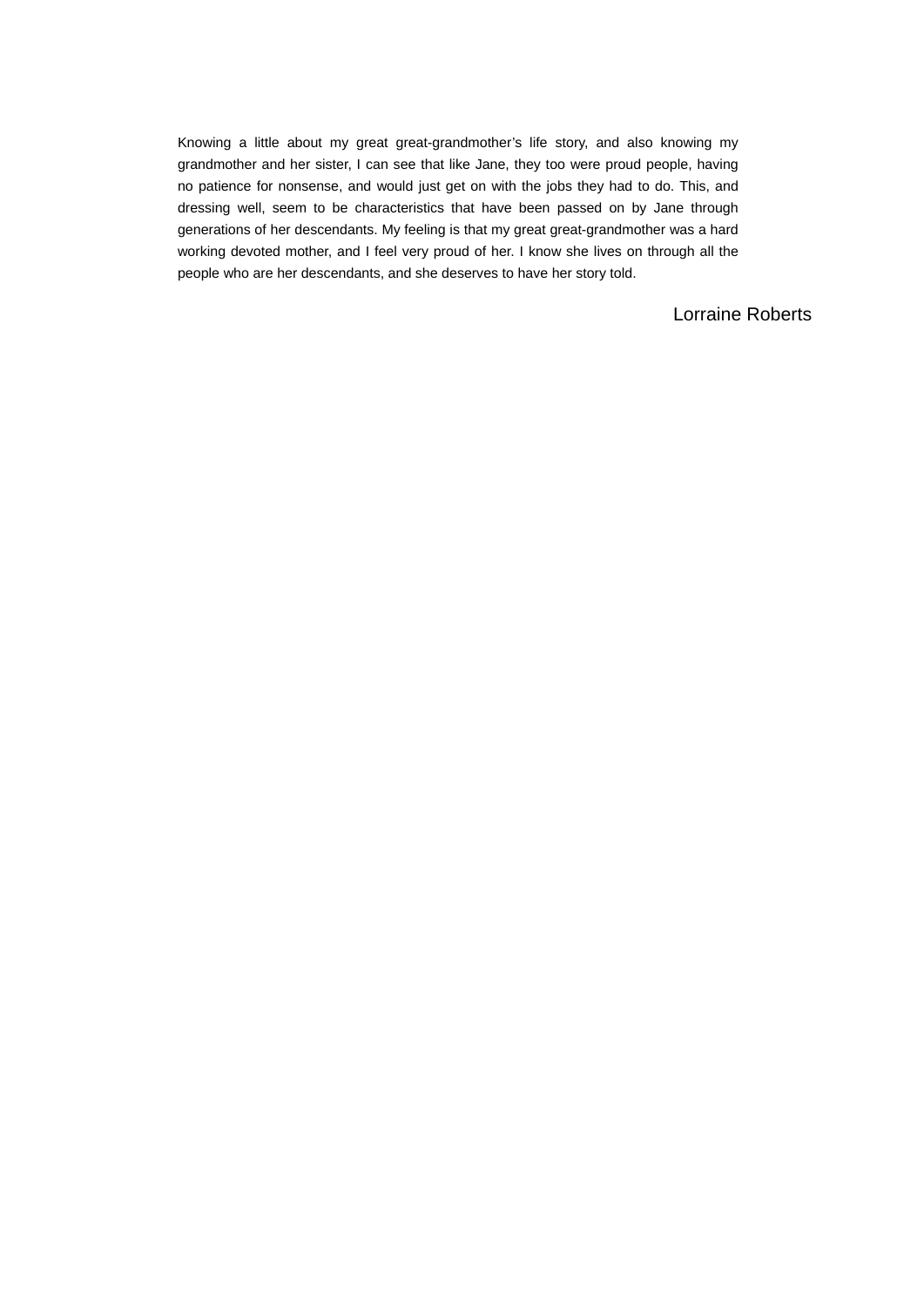Knowing a little about my great great-grandmother's life story, and also knowing my grandmother and her sister, I can see that like Jane, they too were proud people, having no patience for nonsense, and would just get on with the jobs they had to do. This, and dressing well, seem to be characteristics that have been passed on by Jane through generations of her descendants. My feeling is that my great great-grandmother was a hard working devoted mother, and I feel very proud of her. I know she lives on through all the people who are her descendants, and she deserves to have her story told.

Lorraine Roberts